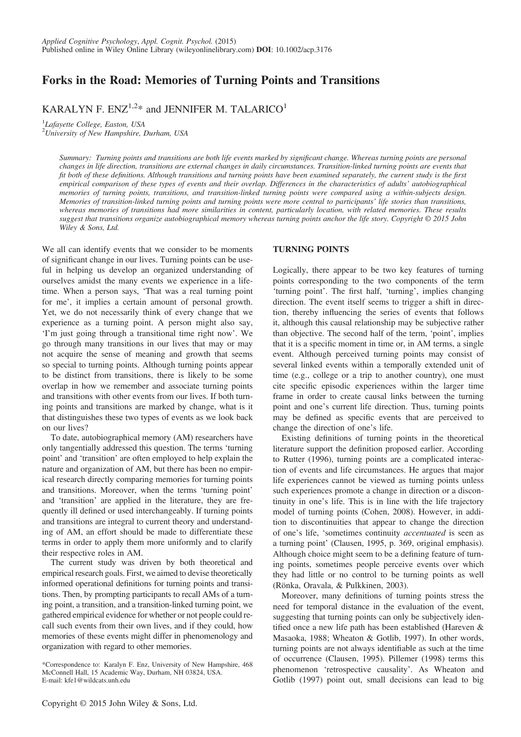# Forks in the Road: Memories of Turning Points and Transitions

KARALYN F. ENZ[1,2]* and JENNIFER M. TALARICO[1]

[1]Lafayette College, Easton, USA

[2]University of New Hampshire, Durham, USA

*Summary: Turning points and transitions are both life events marked by significant change. Whereas turning points are personal changes in life direction, transitions are external changes in daily circumstances. Transition-linked turning points are events that fit both of these definitions. Although transitions and turning points have been examined separately, the current study is the first empirical comparison of these types of events and their overlap. Differences in the characteristics of adults' autobiographical memories of turning points, transitions, and transition-linked turning points were compared using a within-subjects design. Memories of transition-linked turning points and turning points were more central to participants' life stories than transitions, whereas memories of transitions had more similarities in content, particularly location, with related memories. These results suggest that transitions organize autobiographical memory whereas turning points anchor the life story. Copyright © 2015 John Wiley & Sons, Ltd.*

We all can identify events that we consider to be moments of significant change in our lives. Turning points can be useful in helping us develop an organized understanding of ourselves amidst the many events we experience in a lifetime. When a person says, 'That was a real turning point for me', it implies a certain amount of personal growth. Yet, we do not necessarily think of every change that we experience as a turning point. A person might also say, 'I'm just going through a transitional time right now'. We go through many transitions in our lives that may or may not acquire the sense of meaning and growth that seems so special to turning points. Although turning points appear to be distinct from transitions, there is likely to be some overlap in how we remember and associate turning points and transitions with other events from our lives. If both turning points and transitions are marked by change, what is it that distinguishes these two types of events as we look back on our lives?

To date, autobiographical memory (AM) researchers have only tangentially addressed this question. The terms 'turning point' and 'transition' are often employed to help explain the nature and organization of AM, but there has been no empirical research directly comparing memories for turning points and transitions. Moreover, when the terms 'turning point' and 'transition' are applied in the literature, they are frequently ill defined or used interchangeably. If turning points and transitions are integral to current theory and understanding of AM, an effort should be made to differentiate these terms in order to apply them more uniformly and to clarify their respective roles in AM.

The current study was driven by both theoretical and empirical research goals. First, we aimed to devise theoretically informed operational definitions for turning points and transitions. Then, by prompting participants to recall AMs of a turning point, a transition, and a transition-linked turning point, we gathered empirical evidence for whether or not people could recall such events from their own lives, and if they could, how memories of these events might differ in phenomenology and organization with regard to other memories.

*Correspondence to: Karalyn F. Enz, University of New Hampshire, 468 McConnell Hall, 15 Academic Way, Durham, NH 03824, USA. E-mail: kfe1@wildcats.unh.edu

## TURNING POINTS

Logically, there appear to be two key features of turning points corresponding to the two components of the term 'turning point'. The first half, 'turning', implies changing direction. The event itself seems to trigger a shift in direction, thereby influencing the series of events that follows it, although this causal relationship may be subjective rather than objective. The second half of the term, 'point', implies that it is a specific moment in time or, in AM terms, a single event. Although perceived turning points may consist of several linked events within a temporally extended unit of time (e.g., college or a trip to another country), one must cite specific episodic experiences within the larger time frame in order to create causal links between the turning point and one's current life direction. Thus, turning points may be defined as specific events that are perceived to change the direction of one's life.

Existing definitions of turning points in the theoretical literature support the definition proposed earlier. According to Rutter (1996), turning points are a complicated interaction of events and life circumstances. He argues that major life experiences cannot be viewed as turning points unless such experiences promote a change in direction or a discontinuity in one's life. This is in line with the life trajectory model of turning points (Cohen, 2008). However, in addition to discontinuities that appear to change the direction of one's life, 'sometimes continuity *accentuated* is seen as a turning point' (Clausen, 1995, p. 369, original emphasis). Although choice might seem to be a defining feature of turning points, sometimes people perceive events over which they had little or no control to be turning points as well (Rönka, Oravala, & Pulkkinen, 2003).

Moreover, many definitions of turning points stress the need for temporal distance in the evaluation of the event, suggesting that turning points can only be subjectively identified once a new life path has been established (Hareven & Masaoka, 1988; Wheaton & Gotlib, 1997). In other words, turning points are not always identifiable as such at the time of occurrence (Clausen, 1995). Pillemer (1998) terms this phenomenon 'retrospective causality'. As Wheaton and Gotlib (1997) point out, small decisions can lead to big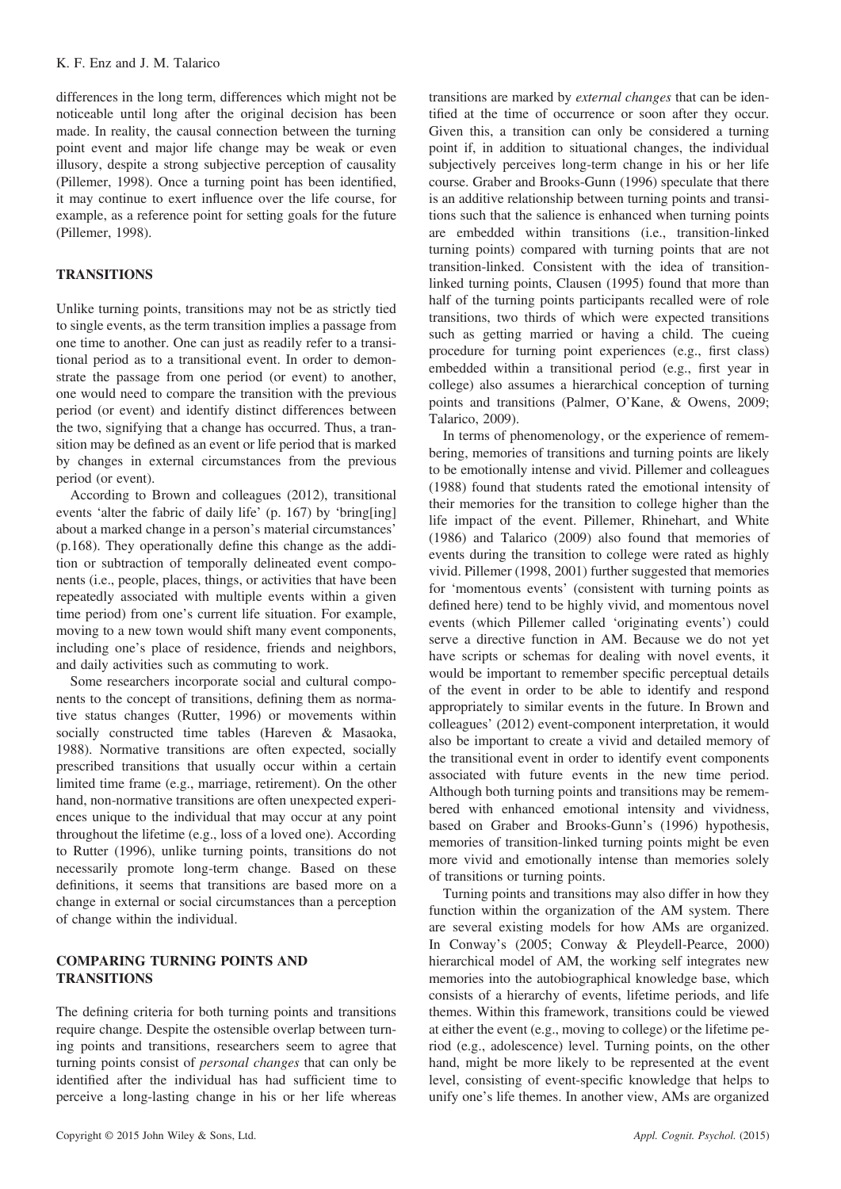differences in the long term, differences which might not be noticeable until long after the original decision has been made. In reality, the causal connection between the turning point event and major life change may be weak or even illusory, despite a strong subjective perception of causality (Pillemer, 1998). Once a turning point has been identified, it may continue to exert influence over the life course, for example, as a reference point for setting goals for the future (Pillemer, 1998).

## TRANSITIONS

Unlike turning points, transitions may not be as strictly tied to single events, as the term transition implies a passage from one time to another. One can just as readily refer to a transitional period as to a transitional event. In order to demonstrate the passage from one period (or event) to another, one would need to compare the transition with the previous period (or event) and identify distinct differences between the two, signifying that a change has occurred. Thus, a transition may be defined as an event or life period that is marked by changes in external circumstances from the previous period (or event).

According to Brown and colleagues (2012), transitional events 'alter the fabric of daily life' (p. 167) by 'bring[ing] about a marked change in a person's material circumstances' (p.168). They operationally define this change as the addition or subtraction of temporally delineated event components (i.e., people, places, things, or activities that have been repeatedly associated with multiple events within a given time period) from one's current life situation. For example, moving to a new town would shift many event components, including one's place of residence, friends and neighbors, and daily activities such as commuting to work.

Some researchers incorporate social and cultural components to the concept of transitions, defining them as normative status changes (Rutter, 1996) or movements within socially constructed time tables (Hareven & Masaoka, 1988). Normative transitions are often expected, socially prescribed transitions that usually occur within a certain limited time frame (e.g., marriage, retirement). On the other hand, non-normative transitions are often unexpected experiences unique to the individual that may occur at any point throughout the lifetime (e.g., loss of a loved one). According to Rutter (1996), unlike turning points, transitions do not necessarily promote long-term change. Based on these definitions, it seems that transitions are based more on a change in external or social circumstances than a perception of change within the individual.

## COMPARING TURNING POINTS AND TRANSITIONS

The defining criteria for both turning points and transitions require change. Despite the ostensible overlap between turning points and transitions, researchers seem to agree that turning points consist of *personal changes* that can only be identified after the individual has had sufficient time to perceive a long-lasting change in his or her life whereas transitions are marked by *external changes* that can be identified at the time of occurrence or soon after they occur. Given this, a transition can only be considered a turning point if, in addition to situational changes, the individual subjectively perceives long-term change in his or her life course. Graber and Brooks-Gunn (1996) speculate that there is an additive relationship between turning points and transitions such that the salience is enhanced when turning points are embedded within transitions (i.e., transition-linked turning points) compared with turning points that are not transition-linked. Consistent with the idea of transition-linked turning points, Clausen (1995) found that more than half of the turning points participants recalled were of role transitions, two thirds of which were expected transitions such as getting married or having a child. The cueing procedure for turning point experiences (e.g., first class) embedded within a transitional period (e.g., first year in college) also assumes a hierarchical conception of turning points and transitions (Palmer, O'Kane, & Owens, 2009; Talarico, 2009).

In terms of phenomenology, or the experience of remembering, memories of transitions and turning points are likely to be emotionally intense and vivid. Pillemer and colleagues (1988) found that students rated the emotional intensity of their memories for the transition to college higher than the life impact of the event. Pillemer, Rhinehart, and White (1986) and Talarico (2009) also found that memories of events during the transition to college were rated as highly vivid. Pillemer (1998, 2001) further suggested that memories for 'momentous events' (consistent with turning points as defined here) tend to be highly vivid, and momentous novel events (which Pillemer called 'originating events') could serve a directive function in AM. Because we do not yet have scripts or schemas for dealing with novel events, it would be important to remember specific perceptual details of the event in order to be able to identify and respond appropriately to similar events in the future. In Brown and colleagues' (2012) event-component interpretation, it would also be important to create a vivid and detailed memory of the transitional event in order to identify event components associated with future events in the new time period. Although both turning points and transitions may be remembered with enhanced emotional intensity and vividness, based on Graber and Brooks-Gunn's (1996) hypothesis, memories of transition-linked turning points might be even more vivid and emotionally intense than memories solely of transitions or turning points.

Turning points and transitions may also differ in how they function within the organization of the AM system. There are several existing models for how AMs are organized. In Conway's (2005; Conway & Pleydell-Pearce, 2000) hierarchical model of AM, the working self integrates new memories into the autobiographical knowledge base, which consists of a hierarchy of events, lifetime periods, and life themes. Within this framework, transitions could be viewed at either the event (e.g., moving to college) or the lifetime period (e.g., adolescence) level. Turning points, on the other hand, might be more likely to be represented at the event level, consisting of event-specific knowledge that helps to unify one's life themes. In another view, AMs are organized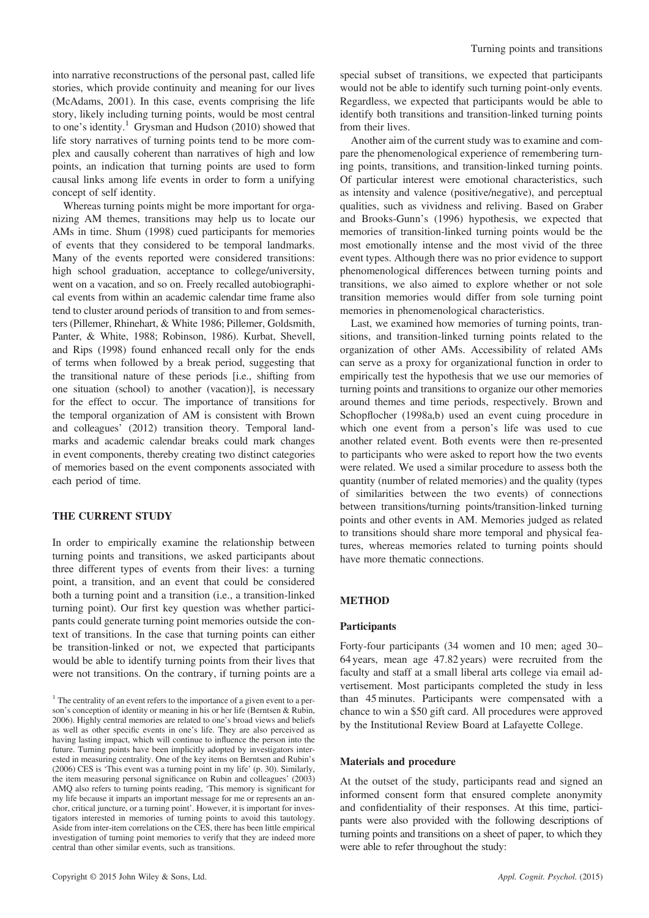into narrative reconstructions of the personal past, called life stories, which provide continuity and meaning for our lives (McAdams, 2001). In this case, events comprising the life story, likely including turning points, would be most central to one's identity.[1] Grysman and Hudson (2010) showed that life story narratives of turning points tend to be more complex and causally coherent than narratives of high and low points, an indication that turning points are used to form causal links among life events in order to form a unifying concept of self identity.

Whereas turning points might be more important for organizing AM themes, transitions may help us to locate our AMs in time. Shum (1998) cued participants for memories of events that they considered to be temporal landmarks. Many of the events reported were considered transitions: high school graduation, acceptance to college/university, went on a vacation, and so on. Freely recalled autobiographical events from within an academic calendar time frame also tend to cluster around periods of transition to and from semesters (Pillemer, Rhinehart, & White 1986; Pillemer, Goldsmith, Panter, & White, 1988; Robinson, 1986). Kurbat, Shevell, and Rips (1998) found enhanced recall only for the ends of terms when followed by a break period, suggesting that the transitional nature of these periods [i.e., shifting from one situation (school) to another (vacation)], is necessary for the effect to occur. The importance of transitions for the temporal organization of AM is consistent with Brown and colleagues' (2012) transition theory. Temporal landmarks and academic calendar breaks could mark changes in event components, thereby creating two distinct categories of memories based on the event components associated with each period of time.

## THE CURRENT STUDY

In order to empirically examine the relationship between turning points and transitions, we asked participants about three different types of events from their lives: a turning point, a transition, and an event that could be considered both a turning point and a transition (i.e., a transition-linked turning point). Our first key question was whether participants could generate turning point memories outside the context of transitions. In the case that turning points can either be transition-linked or not, we expected that participants would be able to identify turning points from their lives that were not transitions. On the contrary, if turning points are a special subset of transitions, we expected that participants would not be able to identify such turning point-only events. Regardless, we expected that participants would be able to identify both transitions and transition-linked turning points from their lives.

Another aim of the current study was to examine and compare the phenomenological experience of remembering turning points, transitions, and transition-linked turning points. Of particular interest were emotional characteristics, such as intensity and valence (positive/negative), and perceptual qualities, such as vividness and reliving. Based on Graber and Brooks-Gunn's (1996) hypothesis, we expected that memories of transition-linked turning points would be the most emotionally intense and the most vivid of the three event types. Although there was no prior evidence to support phenomenological differences between turning points and transitions, we also aimed to explore whether or not sole transition memories would differ from sole turning point memories in phenomenological characteristics.

Last, we examined how memories of turning points, transitions, and transition-linked turning points related to the organization of other AMs. Accessibility of related AMs can serve as a proxy for organizational function in order to empirically test the hypothesis that we use our memories of turning points and transitions to organize our other memories around themes and time periods, respectively. Brown and Schopflocher (1998a,b) used an event cuing procedure in which one event from a person's life was used to cue another related event. Both events were then re-presented to participants who were asked to report how the two events were related. We used a similar procedure to assess both the quantity (number of related memories) and the quality (types of similarities between the two events) of connections between transitions/turning points/transition-linked turning points and other events in AM. Memories judged as related to transitions should share more temporal and physical features, whereas memories related to turning points should have more thematic connections.

## METHOD

### Participants

Forty-four participants (34 women and 10 men; aged 30–64 years, mean age 47.82 years) were recruited from the faculty and staff at a small liberal arts college via email advertisement. Most participants completed the study in less than 45 minutes. Participants were compensated with a chance to win a $50 gift card. All procedures were approved by the Institutional Review Board at Lafayette College.

### Materials and procedure

At the outset of the study, participants read and signed an informed consent form that ensured complete anonymity and confidentiality of their responses. At this time, participants were also provided with the following descriptions of turning points and transitions on a sheet of paper, to which they were able to refer throughout the study:

[1] The centrality of an event refers to the importance of a given event to a person's conception of identity or meaning in his or her life (Berntsen & Rubin, 2006). Highly central memories are related to one's broad views and beliefs as well as other specific events in one's life. They are also perceived as having lasting impact, which will continue to influence the person into the future. Turning points have been implicitly adopted by investigators interested in measuring centrality. One of the key items on Berntsen and Rubin's (2006) CES is 'This event was a turning point in my life' (p. 30). Similarly, the item measuring personal significance on Rubin and colleagues' (2003) AMQ also refers to turning points reading, 'This memory is significant for my life because it imparts an important message for me or represents an anchor, critical juncture, or a turning point'. However, it is important for investigators interested in memories of turning points to avoid this tautology. Aside from inter-item correlations on the CES, there has been little empirical investigation of turning point memories to verify that they are indeed more central than other similar events, such as transitions.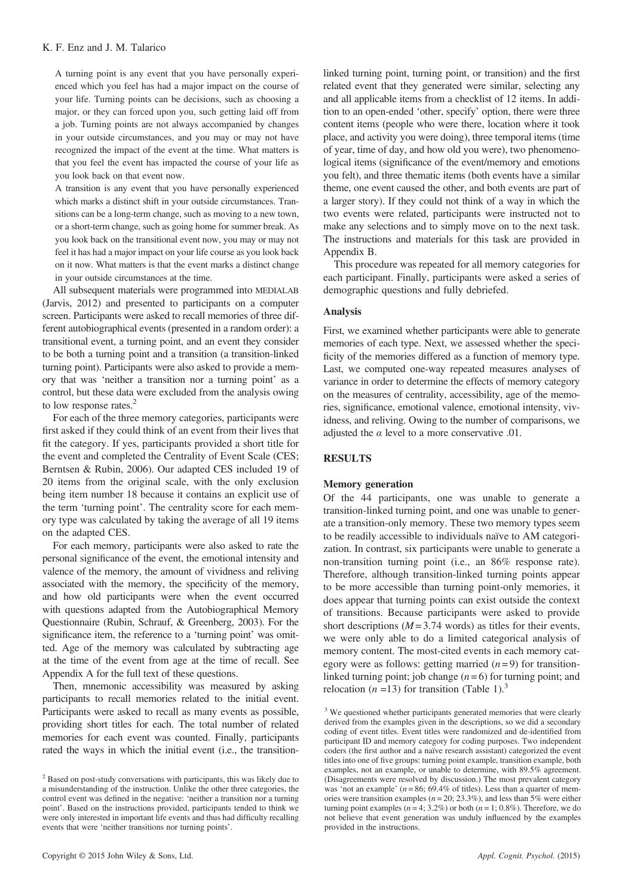A turning point is any event that you have personally experienced which you feel has had a major impact on the course of your life. Turning points can be decisions, such as choosing a major, or they can forced upon you, such getting laid off from a job. Turning points are not always accompanied by changes in your outside circumstances, and you may or may not have recognized the impact of the event at the time. What matters is that you feel the event has impacted the course of your life as you look back on that event now.

A transition is any event that you have personally experienced which marks a distinct shift in your outside circumstances. Transitions can be a long-term change, such as moving to a new town, or a short-term change, such as going home for summer break. As you look back on the transitional event now, you may or may not feel it has had a major impact on your life course as you look back on it now. What matters is that the event marks a distinct change in your outside circumstances at the time.

All subsequent materials were programmed into MEDIALAB (Jarvis, 2012) and presented to participants on a computer screen. Participants were asked to recall memories of three different autobiographical events (presented in a random order): a transitional event, a turning point, and an event they consider to be both a turning point and a transition (a transition-linked turning point). Participants were also asked to provide a memory that was 'neither a transition nor a turning point' as a control, but these data were excluded from the analysis owing to low response rates.[2]

For each of the three memory categories, participants were first asked if they could think of an event from their lives that fit the category. If yes, participants provided a short title for the event and completed the Centrality of Event Scale (CES; Berntsen & Rubin, 2006). Our adapted CES included 19 of 20 items from the original scale, with the only exclusion being item number 18 because it contains an explicit use of the term 'turning point'. The centrality score for each memory type was calculated by taking the average of all 19 items on the adapted CES.

For each memory, participants were also asked to rate the personal significance of the event, the emotional intensity and valence of the memory, the amount of vividness and reliving associated with the memory, the specificity of the memory, and how old participants were when the event occurred with questions adapted from the Autobiographical Memory Questionnaire (Rubin, Schrauf, & Greenberg, 2003). For the significance item, the reference to a 'turning point' was omitted. Age of the memory was calculated by subtracting age at the time of the event from age at the time of recall. See Appendix A for the full text of these questions.

Then, mnemonic accessibility was measured by asking participants to recall memories related to the initial event. Participants were asked to recall as many events as possible, providing short titles for each. The total number of related memories for each event was counted. Finally, participants rated the ways in which the initial event (i.e., the transition-linked turning point, turning point, or transition) and the first related event that they generated were similar, selecting any and all applicable items from a checklist of 12 items. In addition to an open-ended 'other, specify' option, there were three content items (people who were there, location where it took place, and activity you were doing), three temporal items (time of year, time of day, and how old you were), two phenomenological items (significance of the event/memory and emotions you felt), and three thematic items (both events have a similar theme, one event caused the other, and both events are part of a larger story). If they could not think of a way in which the two events were related, participants were instructed not to make any selections and to simply move on to the next task. The instructions and materials for this task are provided in Appendix B.

This procedure was repeated for all memory categories for each participant. Finally, participants were asked a series of demographic questions and fully debriefed.

### Analysis

First, we examined whether participants were able to generate memories of each type. Next, we assessed whether the specificity of the memories differed as a function of memory type. Last, we computed one-way repeated measures analyses of variance in order to determine the effects of memory category on the measures of centrality, accessibility, age of the memories, significance, emotional valence, emotional intensity, vividness, and reliving. Owing to the number of comparisons, we adjusted the $\alpha$ level to a more conservative .01.

## RESULTS

### Memory generation

Of the 44 participants, one was unable to generate a transition-linked turning point, and one was unable to generate a transition-only memory. These two memory types seem to be readily accessible to individuals naïve to AM categorization. In contrast, six participants were unable to generate a non-transition turning point (i.e., an 86% response rate). Therefore, although transition-linked turning points appear to be more accessible than turning point-only memories, it does appear that turning points can exist outside the context of transitions. Because participants were asked to provide short descriptions ($M = 3.74$ words) as titles for their events, we were only able to do a limited categorical analysis of memory content. The most-cited events in each memory category were as follows: getting married ($n = 9$) for transition-linked turning point; job change ($n = 6$) for turning point; and relocation ($n = 13$) for transition (Table 1).[3]

[2] Based on post-study conversations with participants, this was likely due to a misunderstanding of the instruction. Unlike the other three categories, the control event was defined in the negative: 'neither a transition nor a turning point'. Based on the instructions provided, participants tended to think we were only interested in important life events and thus had difficulty recalling events that were 'neither transitions nor turning points'.

[3] We questioned whether participants generated memories that were clearly derived from the examples given in the descriptions, so we did a secondary coding of event titles. Event titles were randomized and de-identified from participant ID and memory category for coding purposes. Two independent coders (the first author and a naïve research assistant) categorized the event titles into one of five groups: turning point example, transition example, both examples, not an example, or unable to determine, with 89.5% agreement. (Disagreements were resolved by discussion.) The most prevalent category was 'not an example' ($n = 86$; 69.4% of titles). Less than a quarter of memories were transition examples ($n = 20$; 23.3%), and less than 5% were either turning point examples ($n = 4$; 3.2%) or both ($n = 1$; 0.8%). Therefore, we do not believe that event generation was unduly influenced by the examples provided in the instructions.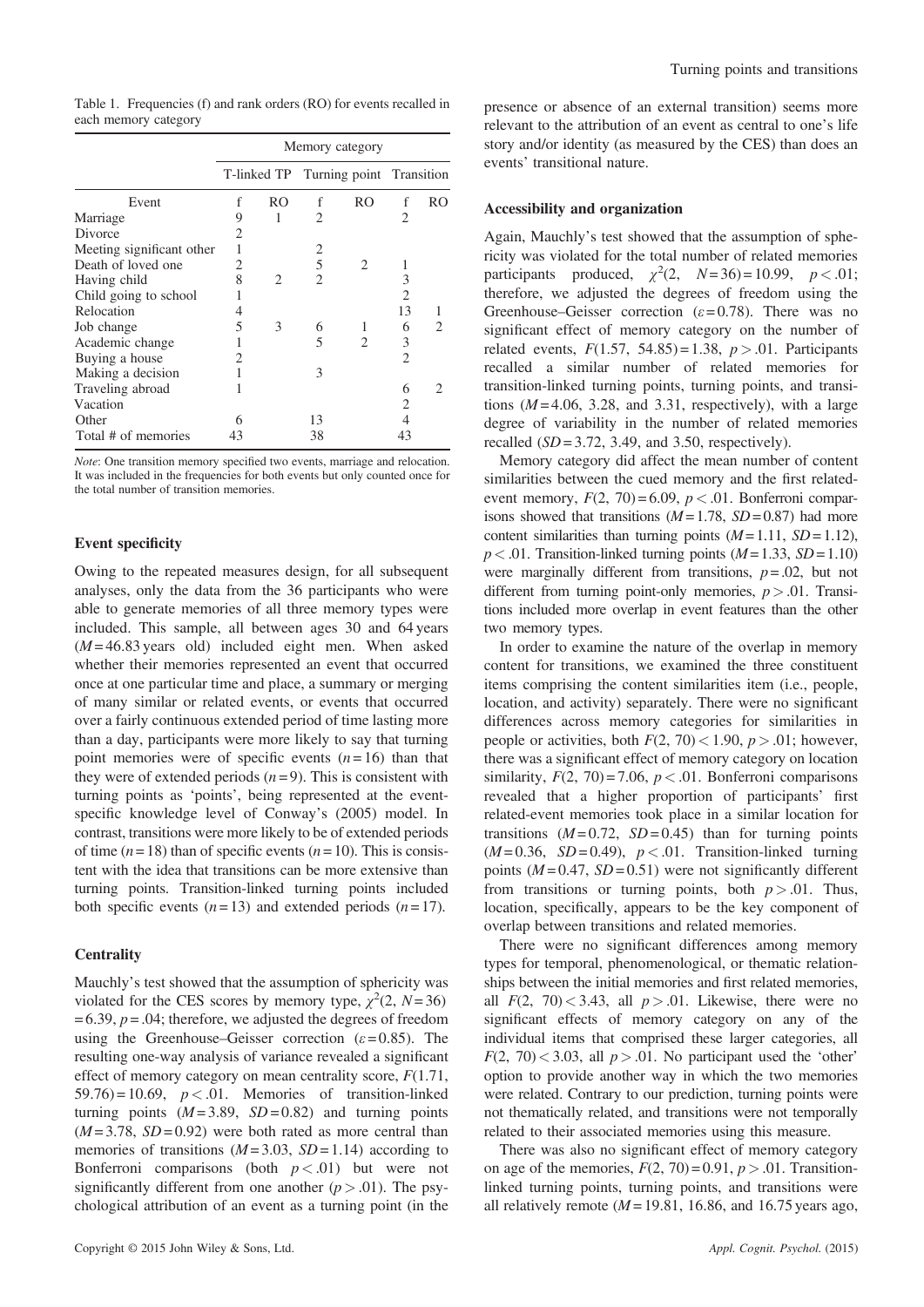Table 1. Frequencies (f) and rank orders (RO) for events recalled in each memory category

| | Memory category | | | | | |
|---|---|---|---|---|---|---|
| | T-linked TP | | Turning point | | Transition | |
| Event | f | RO | f | RO | f | RO |
| Marriage | 9 | 1 | 2 | | 2 | |
| Divorce | 2 | | | | | |
| Meeting significant other | 1 | | 2 | | | |
| Death of loved one | 2 | | 5 | 2 | 1 | |
| Having child | 8 | 2 | 2 | | 3 | |
| Child going to school | 1 | | | | 2 | |
| Relocation | 4 | | | | 13 | 1 |
| Job change | 5 | 3 | 6 | 1 | 6 | 2 |
| Academic change | 1 | | 5 | 2 | 3 | |
| Buying a house | 2 | | | | 2 | |
| Making a decision | 1 | | 3 | | | |
| Traveling abroad | 1 | | | | 6 | 2 |
| Vacation | | | | | 2 | |
| Other | 6 | | 13 | | 4 | |
| Total # of memories | 43 | | 38 | | 43 | |

*Note*: One transition memory specified two events, marriage and relocation. It was included in the frequencies for both events but only counted once for the total number of transition memories.

### Event specificity

Owing to the repeated measures design, for all subsequent analyses, only the data from the 36 participants who were able to generate memories of all three memory types were included. This sample, all between ages 30 and 64 years ($M = 46.83$ years old) included eight men. When asked whether their memories represented an event that occurred once at one particular time and place, a summary or merging of many similar or related events, or events that occurred over a fairly continuous extended period of time lasting more than a day, participants were more likely to say that turning point memories were of specific events ($n = 16$) than that they were of extended periods ($n = 9$). This is consistent with turning points as 'points', being represented at the event-specific knowledge level of Conway's (2005) model. In contrast, transitions were more likely to be of extended periods of time ($n = 18$) than of specific events ($n = 10$). This is consistent with the idea that transitions can be more extensive than turning points. Transition-linked turning points included both specific events ($n = 13$) and extended periods ($n = 17$).

### Centrality

Mauchly's test showed that the assumption of sphericity was violated for the CES scores by memory type, $\chi^2(2, N = 36) = 6.39$, $p = .04$; therefore, we adjusted the degrees of freedom using the Greenhouse–Geisser correction ($\varepsilon = 0.85$). The resulting one-way analysis of variance revealed a significant effect of memory category on mean centrality score, $F(1.71, 59.76) = 10.69$, $p < .01$. Memories of transition-linked turning points ($M = 3.89$, $SD = 0.82$) and turning points ($M = 3.78$, $SD = 0.92$) were both rated as more central than memories of transitions ($M = 3.03$, $SD = 1.14$) according to Bonferroni comparisons (both $p < .01$) but were not significantly different from one another ($p > .01$). The psychological attribution of an event as a turning point (in the presence or absence of an external transition) seems more relevant to the attribution of an event as central to one's life story and/or identity (as measured by the CES) than does an events' transitional nature.

### Accessibility and organization

Again, Mauchly's test showed that the assumption of sphericity was violated for the total number of related memories participants produced, $\chi^2(2, N = 36) = 10.99$, $p < .01$; therefore, we adjusted the degrees of freedom using the Greenhouse–Geisser correction ($\varepsilon = 0.78$). There was no significant effect of memory category on the number of related events, $F(1.57, 54.85) = 1.38$, $p > .01$. Participants recalled a similar number of related memories for transition-linked turning points, turning points, and transitions ($M = 4.06$, 3.28, and 3.31, respectively), with a large degree of variability in the number of related memories recalled ($SD = 3.72$, 3.49, and 3.50, respectively).

Memory category did affect the mean number of content similarities between the cued memory and the first related-event memory, $F(2, 70) = 6.09$, $p < .01$. Bonferroni comparisons showed that transitions ($M = 1.78$, $SD = 0.87$) had more content similarities than turning points ($M = 1.11$, $SD = 1.12$), $p < .01$. Transition-linked turning points ($M = 1.33$, $SD = 1.10$) were marginally different from transitions, $p = .02$, but not different from turning point-only memories, $p > .01$. Transitions included more overlap in event features than the other two memory types.

In order to examine the nature of the overlap in memory content for transitions, we examined the three constituent items comprising the content similarities item (i.e., people, location, and activity) separately. There were no significant differences across memory categories for similarities in people or activities, both $F(2, 70) < 1.90$, $p > .01$; however, there was a significant effect of memory category on location similarity, $F(2, 70) = 7.06$, $p < .01$. Bonferroni comparisons revealed that a higher proportion of participants' first related-event memories took place in a similar location for transitions ($M = 0.72$, $SD = 0.45$) than for turning points ($M = 0.36$, $SD = 0.49$), $p < .01$. Transition-linked turning points ($M = 0.47$, $SD = 0.51$) were not significantly different from transitions or turning points, both $p > .01$. Thus, location, specifically, appears to be the key component of overlap between transitions and related memories.

There were no significant differences among memory types for temporal, phenomenological, or thematic relationships between the initial memories and first related memories, all $F(2, 70) < 3.43$, all $p > .01$. Likewise, there were no significant effects of memory category on any of the individual items that comprised these larger categories, all $F(2, 70) < 3.03$, all $p > .01$. No participant used the 'other' option to provide another way in which the two memories were related. Contrary to our prediction, turning points were not thematically related, and transitions were not temporally related to their associated memories using this measure.

There was also no significant effect of memory category on age of the memories, $F(2, 70) = 0.91$, $p > .01$. Transition-linked turning points, turning points, and transitions were all relatively remote ($M = 19.81$, 16.86, and 16.75 years ago,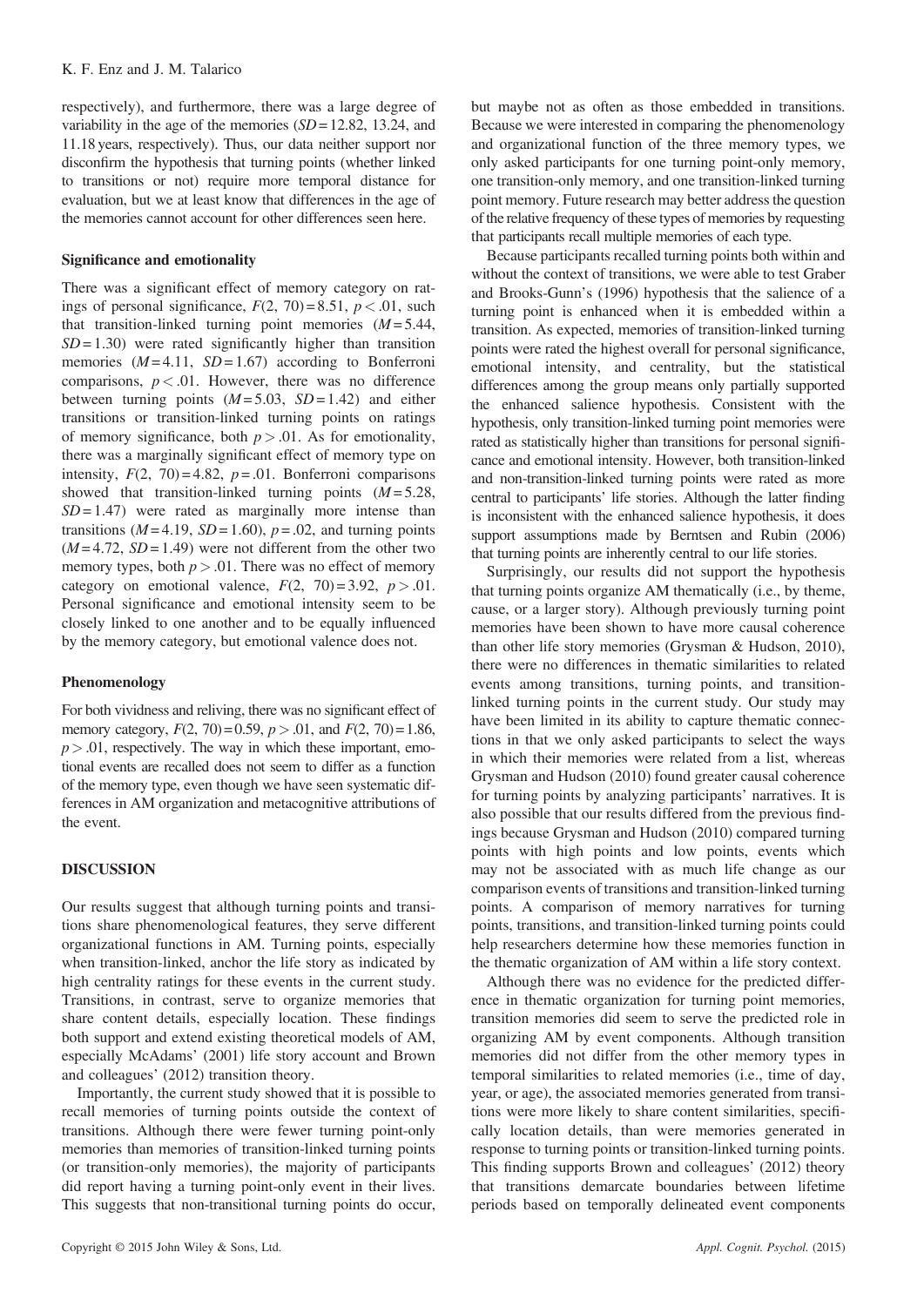respectively), and furthermore, there was a large degree of variability in the age of the memories ($SD$ = 12.82, 13.24, and 11.18 years, respectively). Thus, our data neither support nor disconfirm the hypothesis that turning points (whether linked to transitions or not) require more temporal distance for evaluation, but we at least know that differences in the age of the memories cannot account for other differences seen here.

### Significance and emotionality

There was a significant effect of memory category on ratings of personal significance, $F(2, 70) = 8.51$, $p < .01$, such that transition-linked turning point memories ($M = 5.44$, $SD = 1.30$) were rated significantly higher than transition memories ($M = 4.11$, $SD = 1.67$) according to Bonferroni comparisons, $p < .01$. However, there was no difference between turning points ($M = 5.03$, $SD = 1.42$) and either transitions or transition-linked turning points on ratings of memory significance, both $p > .01$. As for emotionality, there was a marginally significant effect of memory type on intensity, $F(2, 70) = 4.82$, $p = .01$. Bonferroni comparisons showed that transition-linked turning points ($M = 5.28$, $SD = 1.47$) were rated as marginally more intense than transitions ($M = 4.19$, $SD = 1.60$), $p = .02$, and turning points ($M = 4.72$, $SD = 1.49$) were not different from the other two memory types, both $p > .01$. There was no effect of memory category on emotional valence, $F(2, 70) = 3.92$, $p > .01$. Personal significance and emotional intensity seem to be closely linked to one another and to be equally influenced by the memory category, but emotional valence does not.

### Phenomenology

For both vividness and reliving, there was no significant effect of memory category, $F(2, 70) = 0.59$, $p > .01$, and $F(2, 70) = 1.86$, $p > .01$, respectively. The way in which these important, emotional events are recalled does not seem to differ as a function of the memory type, even though we have seen systematic differences in AM organization and metacognitive attributions of the event.

## DISCUSSION

Our results suggest that although turning points and transitions share phenomenological features, they serve different organizational functions in AM. Turning points, especially when transition-linked, anchor the life story as indicated by high centrality ratings for these events in the current study. Transitions, in contrast, serve to organize memories that share content details, especially location. These findings both support and extend existing theoretical models of AM, especially McAdams' (2001) life story account and Brown and colleagues' (2012) transition theory.

Importantly, the current study showed that it is possible to recall memories of turning points outside the context of transitions. Although there were fewer turning point-only memories than memories of transition-linked turning points (or transition-only memories), the majority of participants did report having a turning point-only event in their lives. This suggests that non-transitional turning points do occur, but maybe not as often as those embedded in transitions. Because we were interested in comparing the phenomenology and organizational function of the three memory types, we only asked participants for one turning point-only memory, one transition-only memory, and one transition-linked turning point memory. Future research may better address the question of the relative frequency of these types of memories by requesting that participants recall multiple memories of each type.

Because participants recalled turning points both within and without the context of transitions, we were able to test Graber and Brooks-Gunn's (1996) hypothesis that the salience of a turning point is enhanced when it is embedded within a transition. As expected, memories of transition-linked turning points were rated the highest overall for personal significance, emotional intensity, and centrality, but the statistical differences among the group means only partially supported the enhanced salience hypothesis. Consistent with the hypothesis, only transition-linked turning point memories were rated as statistically higher than transitions for personal significance and emotional intensity. However, both transition-linked and non-transition-linked turning points were rated as more central to participants' life stories. Although the latter finding is inconsistent with the enhanced salience hypothesis, it does support assumptions made by Berntsen and Rubin (2006) that turning points are inherently central to our life stories.

Surprisingly, our results did not support the hypothesis that turning points organize AM thematically (i.e., by theme, cause, or a larger story). Although previously turning point memories have been shown to have more causal coherence than other life story memories (Grysman & Hudson, 2010), there were no differences in thematic similarities to related events among transitions, turning points, and transition-linked turning points in the current study. Our study may have been limited in its ability to capture thematic connections in that we only asked participants to select the ways in which their memories were related from a list, whereas Grysman and Hudson (2010) found greater causal coherence for turning points by analyzing participants' narratives. It is also possible that our results differed from the previous findings because Grysman and Hudson (2010) compared turning points with high points and low points, events which may not be associated with as much life change as our comparison events of transitions and transition-linked turning points. A comparison of memory narratives for turning points, transitions, and transition-linked turning points could help researchers determine how these memories function in the thematic organization of AM within a life story context.

Although there was no evidence for the predicted difference in thematic organization for turning point memories, transition memories did seem to serve the predicted role in organizing AM by event components. Although transition memories did not differ from the other memory types in temporal similarities to related memories (i.e., time of day, year, or age), the associated memories generated from transitions were more likely to share content similarities, specifically location details, than were memories generated in response to turning points or transition-linked turning points. This finding supports Brown and colleagues' (2012) theory that transitions demarcate boundaries between lifetime periods based on temporally delineated event components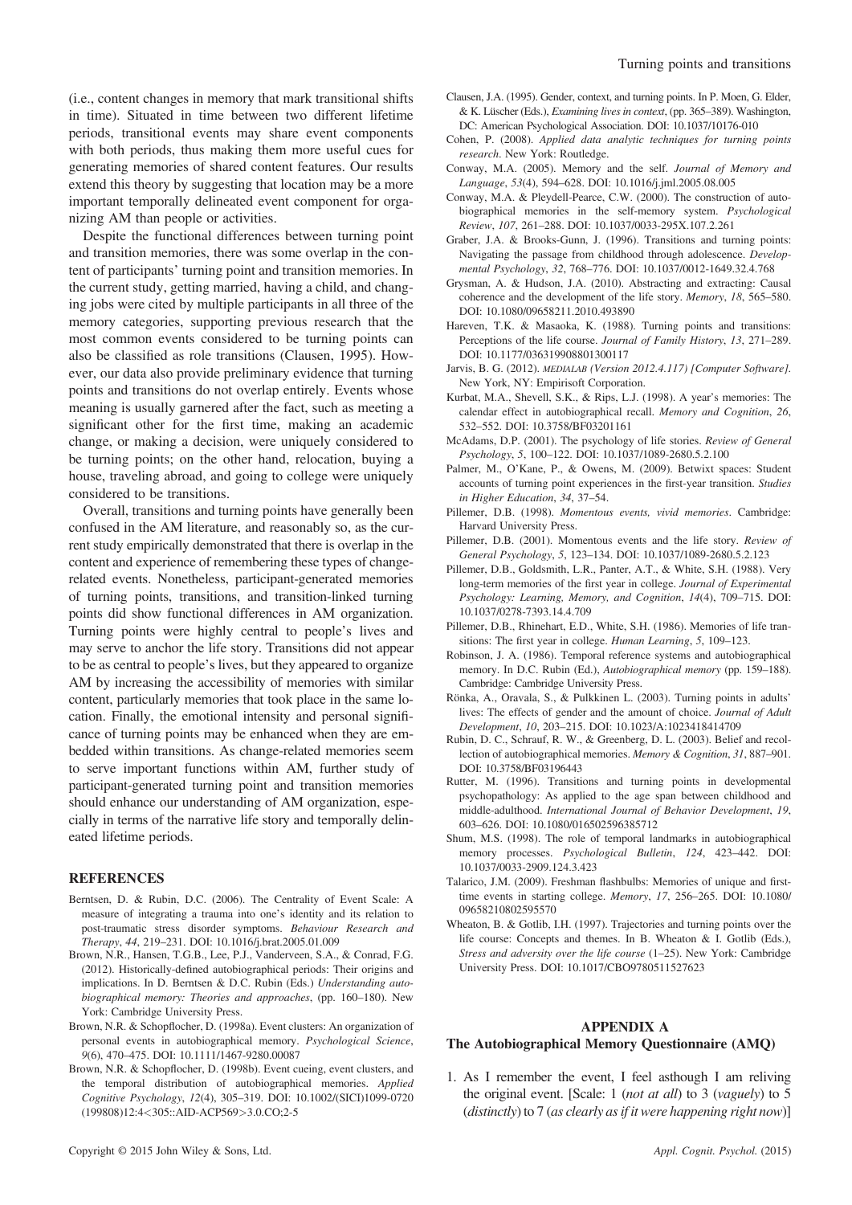(i.e., content changes in memory that mark transitional shifts in time). Situated in time between two different lifetime periods, transitional events may share event components with both periods, thus making them more useful cues for generating memories of shared content features. Our results extend this theory by suggesting that location may be a more important temporally delineated event component for organizing AM than people or activities.

Despite the functional differences between turning point and transition memories, there was some overlap in the content of participants' turning point and transition memories. In the current study, getting married, having a child, and changing jobs were cited by multiple participants in all three of the memory categories, supporting previous research that the most common events considered to be turning points can also be classified as role transitions (Clausen, 1995). However, our data also provide preliminary evidence that turning points and transitions do not overlap entirely. Events whose meaning is usually garnered after the fact, such as meeting a significant other for the first time, making an academic change, or making a decision, were uniquely considered to be turning points; on the other hand, relocation, buying a house, traveling abroad, and going to college were uniquely considered to be transitions.

Overall, transitions and turning points have generally been confused in the AM literature, and reasonably so, as the current study empirically demonstrated that there is overlap in the content and experience of remembering these types of change-related events. Nonetheless, participant-generated memories of turning points, transitions, and transition-linked turning points did show functional differences in AM organization. Turning points were highly central to people's lives and may serve to anchor the life story. Transitions did not appear to be as central to people's lives, but they appeared to organize AM by increasing the accessibility of memories with similar content, particularly memories that took place in the same location. Finally, the emotional intensity and personal significance of turning points may be enhanced when they are embedded within transitions. As change-related memories seem to serve important functions within AM, further study of participant-generated turning point and transition memories should enhance our understanding of AM organization, especially in terms of the narrative life story and temporally delineated lifetime periods.

## REFERENCES

Berntsen, D. & Rubin, D.C. (2006). The Centrality of Event Scale: A measure of integrating a trauma into one's identity and its relation to post-traumatic stress disorder symptoms. *Behaviour Research and Therapy*, *44*, 219–231. DOI: 10.1016/j.brat.2005.01.009

Brown, N.R., Hansen, T.G.B., Lee, P.J., Vanderveen, S.A., & Conrad, F.G. (2012). Historically-defined autobiographical periods: Their origins and implications. In D. Berntsen & D.C. Rubin (Eds.) *Understanding autobiographical memory: Theories and approaches*, (pp. 160–180). New York: Cambridge University Press.

Brown, N.R. & Schopflocher, D. (1998a). Event clusters: An organization of personal events in autobiographical memory. *Psychological Science*, *9*(6), 470–475. DOI: 10.1111/1467-9280.00087

Brown, N.R. & Schopflocher, D. (1998b). Event cueing, event clusters, and the temporal distribution of autobiographical memories. *Applied Cognitive Psychology*, *12*(4), 305–319. DOI: 10.1002/(SICI)1099-0720(199808)12:4<305::AID-ACP569>3.0.CO;2-5

Clausen, J.A. (1995). Gender, context, and turning points. In P. Moen, G. Elder, & K. Lüscher (Eds.), *Examining lives in context*, (pp. 365–389). Washington, DC: American Psychological Association. DOI: 10.1037/10176-010

Cohen, P. (2008). *Applied data analytic techniques for turning points research*. New York: Routledge.

Conway, M.A. (2005). Memory and the self. *Journal of Memory and Language*, *53*(4), 594–628. DOI: 10.1016/j.jml.2005.08.005

Conway, M.A. & Pleydell-Pearce, C.W. (2000). The construction of autobiographical memories in the self-memory system. *Psychological Review*, *107*, 261–288. DOI: 10.1037/0033-295X.107.2.261

Graber, J.A. & Brooks-Gunn, J. (1996). Transitions and turning points: Navigating the passage from childhood through adolescence. *Developmental Psychology*, *32*, 768–776. DOI: 10.1037/0012-1649.32.4.768

Grysman, A. & Hudson, J.A. (2010). Abstracting and extracting: Causal coherence and the development of the life story. *Memory*, *18*, 565–580. DOI: 10.1080/09658211.2010.493890

Hareven, T.K. & Masaoka, K. (1988). Turning points and transitions: Perceptions of the life course. *Journal of Family History*, *13*, 271–289. DOI: 10.1177/036319908801300117

Jarvis, B. G. (2012). *MEDIALAB (Version 2012.4.117) [Computer Software]*. New York, NY: Empirisoft Corporation.

Kurbat, M.A., Shevell, S.K., & Rips, L.J. (1998). A year's memories: The calendar effect in autobiographical recall. *Memory and Cognition*, *26*, 532–552. DOI: 10.3758/BF03201161

McAdams, D.P. (2001). The psychology of life stories. *Review of General Psychology*, *5*, 100–122. DOI: 10.1037/1089-2680.5.2.100

Palmer, M., O'Kane, P., & Owens, M. (2009). Betwixt spaces: Student accounts of turning point experiences in the first-year transition. *Studies in Higher Education*, *34*, 37–54.

Pillemer, D.B. (1998). *Momentous events, vivid memories*. Cambridge: Harvard University Press.

Pillemer, D.B. (2001). Momentous events and the life story. *Review of General Psychology*, *5*, 123–134. DOI: 10.1037/1089-2680.5.2.123

Pillemer, D.B., Goldsmith, L.R., Panter, A.T., & White, S.H. (1988). Very long-term memories of the first year in college. *Journal of Experimental Psychology: Learning, Memory, and Cognition*, *14*(4), 709–715. DOI: 10.1037/0278-7393.14.4.709

Pillemer, D.B., Rhinehart, E.D., White, S.H. (1986). Memories of life transitions: The first year in college. *Human Learning*, *5*, 109–123.

Robinson, J. A. (1986). Temporal reference systems and autobiographical memory. In D.C. Rubin (Ed.), *Autobiographical memory* (pp. 159–188). Cambridge: Cambridge University Press.

Rönka, A., Oravala, S., & Pulkkinen L. (2003). Turning points in adults' lives: The effects of gender and the amount of choice. *Journal of Adult Development*, *10*, 203–215. DOI: 10.1023/A:1023418414709

Rubin, D. C., Schrauf, R. W., & Greenberg, D. L. (2003). Belief and recollection of autobiographical memories. *Memory & Cognition*, *31*, 887–901. DOI: 10.3758/BF03196443

Rutter, M. (1996). Transitions and turning points in developmental psychopathology: As applied to the age span between childhood and middle-adulthood. *International Journal of Behavior Development*, *19*, 603–626. DOI: 10.1080/016502596385712

Shum, M.S. (1998). The role of temporal landmarks in autobiographical memory processes. *Psychological Bulletin*, *124*, 423–442. DOI: 10.1037/0033-2909.124.3.423

Talarico, J.M. (2009). Freshman flashbulbs: Memories of unique and first-time events in starting college. *Memory*, *17*, 256–265. DOI: 10.1080/09658210802595570

Wheaton, B. & Gotlib, I.H. (1997). Trajectories and turning points over the life course: Concepts and themes. In B. Wheaton & I. Gotlib (Eds.), *Stress and adversity over the life course* (1–25). New York: Cambridge University Press. DOI: 10.1017/CBO9780511527623

## APPENDIX A
### The Autobiographical Memory Questionnaire (AMQ)

1. As I remember the event, I feel asthough I am reliving the original event. [Scale: 1 (*not at all*) to 3 (*vaguely*) to 5 (*distinctly*) to 7 (*as clearly as if it were happening right now*)]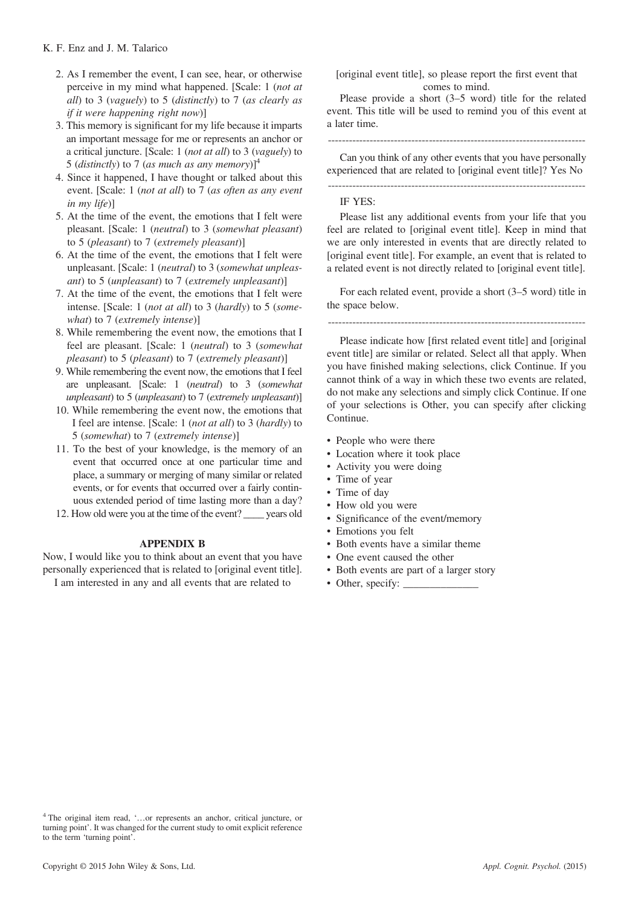2. As I remember the event, I can see, hear, or otherwise perceive in my mind what happened. [Scale: 1 (*not at all*) to 3 (*vaguely*) to 5 (*distinctly*) to 7 (*as clearly as if it were happening right now*)]
3. This memory is significant for my life because it imparts an important message for me or represents an anchor or a critical juncture. [Scale: 1 (*not at all*) to 3 (*vaguely*) to 5 (*distinctly*) to 7 (*as much as any memory*)][4]
4. Since it happened, I have thought or talked about this event. [Scale: 1 (*not at all*) to 7 (*as often as any event in my life*)]
5. At the time of the event, the emotions that I felt were pleasant. [Scale: 1 (*neutral*) to 3 (*somewhat pleasant*) to 5 (*pleasant*) to 7 (*extremely pleasant*)]
6. At the time of the event, the emotions that I felt were unpleasant. [Scale: 1 (*neutral*) to 3 (*somewhat unpleasant*) to 5 (*unpleasant*) to 7 (*extremely unpleasant*)]
7. At the time of the event, the emotions that I felt were intense. [Scale: 1 (*not at all*) to 3 (*hardly*) to 5 (*somewhat*) to 7 (*extremely intense*)]
8. While remembering the event now, the emotions that I feel are pleasant. [Scale: 1 (*neutral*) to 3 (*somewhat pleasant*) to 5 (*pleasant*) to 7 (*extremely pleasant*)]
9. While remembering the event now, the emotions that I feel are unpleasant. [Scale: 1 (*neutral*) to 3 (*somewhat unpleasant*) to 5 (*unpleasant*) to 7 (*extremely unpleasant*)]
10. While remembering the event now, the emotions that I feel are intense. [Scale: 1 (*not at all*) to 3 (*hardly*) to 5 (*somewhat*) to 7 (*extremely intense*)]
11. To the best of your knowledge, is the memory of an event that occurred once at one particular time and place, a summary or merging of many similar or related events, or for events that occurred over a fairly continuous extended period of time lasting more than a day?
12. How old were you at the time of the event? ____ years old

## APPENDIX B

Now, I would like you to think about an event that you have personally experienced that is related to [original event title].

I am interested in any and all events that are related to [original event title], so please report the first event that comes to mind.

Please provide a short (3–5 word) title for the related event. This title will be used to remind you of this event at a later time.

---

Can you think of any other events that you have personally experienced that are related to [original event title]? Yes No

---

IF YES:

Please list any additional events from your life that you feel are related to [original event title]. Keep in mind that we are only interested in events that are directly related to [original event title]. For example, an event that is related to a related event is not directly related to [original event title].

For each related event, provide a short (3–5 word) title in the space below.

---

Please indicate how [first related event title] and [original event title] are similar or related. Select all that apply. When you have finished making selections, click Continue. If you cannot think of a way in which these two events are related, do not make any selections and simply click Continue. If one of your selections is Other, you can specify after clicking Continue.

- People who were there
- Location where it took place
- Activity you were doing
- Time of year
- Time of day
- How old you were
- Significance of the event/memory
- Emotions you felt
- Both events have a similar theme
- One event caused the other
- Both events are part of a larger story
- Other, specify: ______________

[4] The original item read, '…or represents an anchor, critical juncture, or turning point'. It was changed for the current study to omit explicit reference to the term 'turning point'.